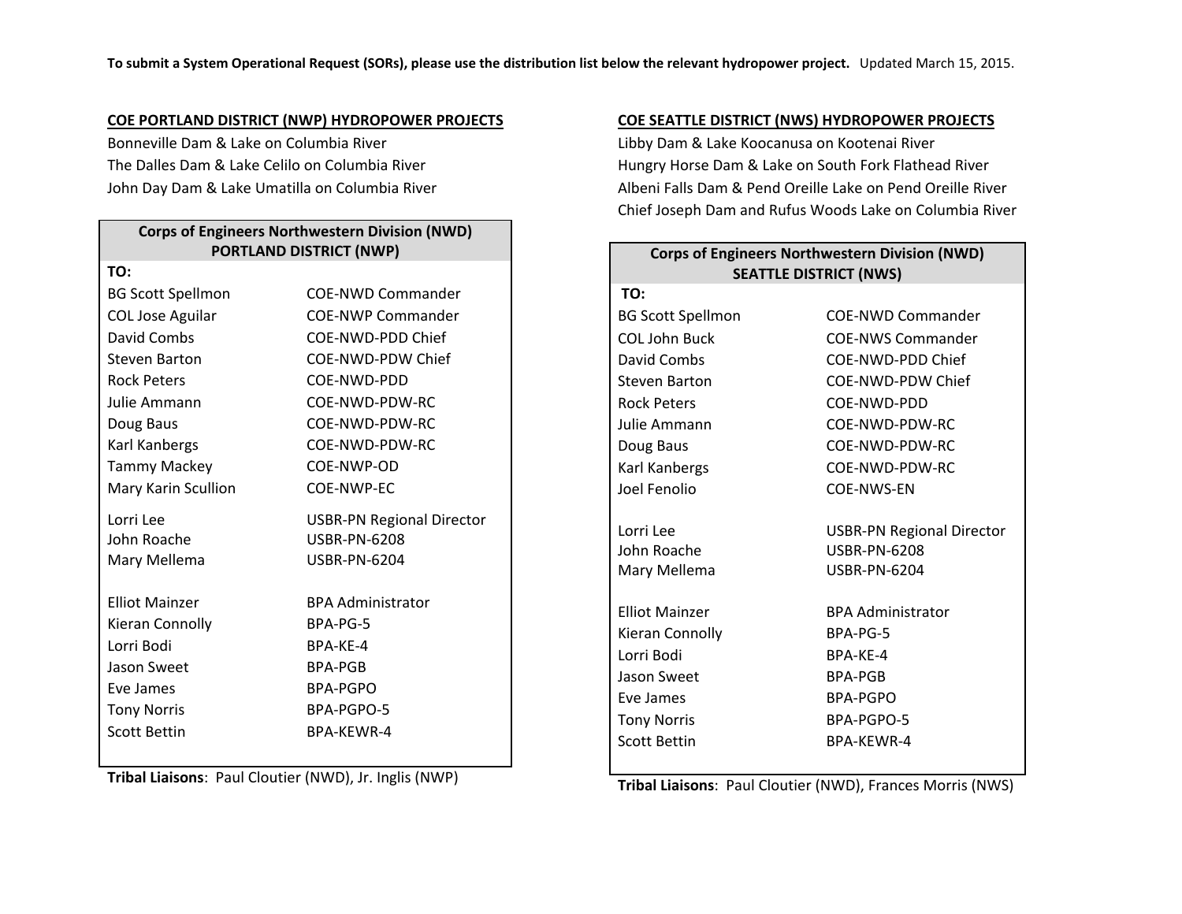**To submit a System Operational Request (SORs), please use the distribution list below the relevant hydropower project.** Updated March 15, 2015.

## COE PORTLAND DISTRICT (NWP) HYDROPOWER PROJECTS

Bonneville Dam & Lake on Columbia River
The Dalles Dam & Lake Celilo on Columbia River
John Day Dam & Lake Umatilla on Columbia River

| Corps of Engineers Northwestern Division (NWD) PORTLAND DISTRICT (NWP) | |
|---|---|
| **TO:** | |
| BG Scott Spellmon | COE-NWD Commander |
| COL Jose Aguilar | COE-NWP Commander |
| David Combs | COE-NWD-PDD Chief |
| Steven Barton | COE-NWD-PDW Chief |
| Rock Peters | COE-NWD-PDD |
| Julie Ammann | COE-NWD-PDW-RC |
| Doug Baus | COE-NWD-PDW-RC |
| Karl Kanbergs | COE-NWD-PDW-RC |
| Tammy Mackey | COE-NWP-OD |
| Mary Karin Scullion | COE-NWP-EC |
| Lorri Lee | USBR-PN Regional Director |
| John Roache | USBR-PN-6208 |
| Mary Mellema | USBR-PN-6204 |
| Elliot Mainzer | BPA Administrator |
| Kieran Connolly | BPA-PG-5 |
| Lorri Bodi | BPA-KE-4 |
| Jason Sweet | BPA-PGB |
| Eve James | BPA-PGPO |
| Tony Norris | BPA-PGPO-5 |
| Scott Bettin | BPA-KEWR-4 |

**Tribal Liaisons**: Paul Cloutier (NWD), Jr. Inglis (NWP)

## COE SEATTLE DISTRICT (NWS) HYDROPOWER PROJECTS

Libby Dam & Lake Koocanusa on Kootenai River
Hungry Horse Dam & Lake on South Fork Flathead River
Albeni Falls Dam & Pend Oreille Lake on Pend Oreille River
Chief Joseph Dam and Rufus Woods Lake on Columbia River

| Corps of Engineers Northwestern Division (NWD) SEATTLE DISTRICT (NWS) | |
|---|---|
| **TO:** | |
| BG Scott Spellmon | COE-NWD Commander |
| COL John Buck | COE-NWS Commander |
| David Combs | COE-NWD-PDD Chief |
| Steven Barton | COE-NWD-PDW Chief |
| Rock Peters | COE-NWD-PDD |
| Julie Ammann | COE-NWD-PDW-RC |
| Doug Baus | COE-NWD-PDW-RC |
| Karl Kanbergs | COE-NWD-PDW-RC |
| Joel Fenolio | COE-NWS-EN |
| Lorri Lee | USBR-PN Regional Director |
| John Roache | USBR-PN-6208 |
| Mary Mellema | USBR-PN-6204 |
| Elliot Mainzer | BPA Administrator |
| Kieran Connolly | BPA-PG-5 |
| Lorri Bodi | BPA-KE-4 |
| Jason Sweet | BPA-PGB |
| Eve James | BPA-PGPO |
| Tony Norris | BPA-PGPO-5 |
| Scott Bettin | BPA-KEWR-4 |

**Tribal Liaisons**: Paul Cloutier (NWD), Frances Morris (NWS)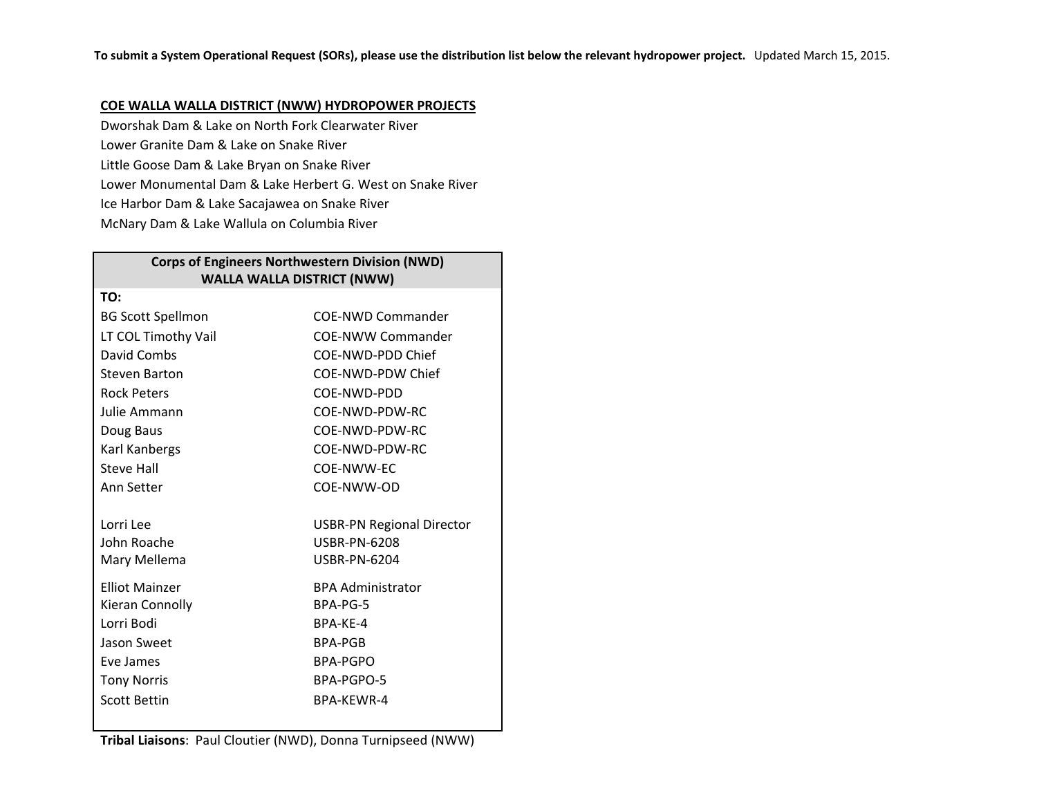**To submit a System Operational Request (SORs), please use the distribution list below the relevant hydropower project.** Updated March 15, 2015.

## COE WALLA WALLA DISTRICT (NWW) HYDROPOWER PROJECTS

Dworshak Dam & Lake on North Fork Clearwater River
Lower Granite Dam & Lake on Snake River
Little Goose Dam & Lake Bryan on Snake River
Lower Monumental Dam & Lake Herbert G. West on Snake River
Ice Harbor Dam & Lake Sacajawea on Snake River
McNary Dam & Lake Wallula on Columbia River

| **Corps of Engineers Northwestern Division (NWD)<br>WALLA WALLA DISTRICT (NWW)** | |
|---|---|
| **TO:** | |
| BG Scott Spellmon | COE-NWD Commander |
| LT COL Timothy Vail | COE-NWW Commander |
| David Combs | COE-NWD-PDD Chief |
| Steven Barton | COE-NWD-PDW Chief |
| Rock Peters | COE-NWD-PDD |
| Julie Ammann | COE-NWD-PDW-RC |
| Doug Baus | COE-NWD-PDW-RC |
| Karl Kanbergs | COE-NWD-PDW-RC |
| Steve Hall | COE-NWW-EC |
| Ann Setter | COE-NWW-OD |
| | |
| Lorri Lee | USBR-PN Regional Director |
| John Roache | USBR-PN-6208 |
| Mary Mellema | USBR-PN-6204 |
| | |
| Elliot Mainzer | BPA Administrator |
| Kieran Connolly | BPA-PG-5 |
| Lorri Bodi | BPA-KE-4 |
| Jason Sweet | BPA-PGB |
| Eve James | BPA-PGPO |
| Tony Norris | BPA-PGPO-5 |
| Scott Bettin | BPA-KEWR-4 |

**Tribal Liaisons**: Paul Cloutier (NWD), Donna Turnipseed (NWW)